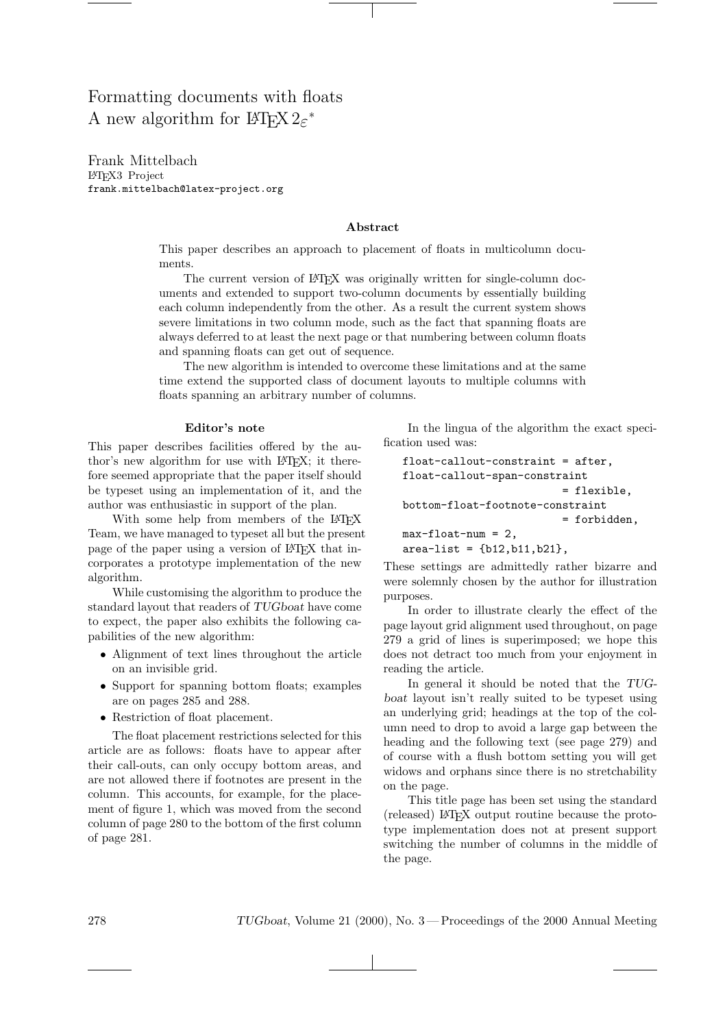# Formatting documents with floats
# A new algorithm for LaTeX $2_\varepsilon$*

Frank Mittelbach
LaTeX3 Project
frank.mittelbach@latex-project.org

### Abstract

This paper describes an approach to placement of floats in multicolumn documents.

The current version of LaTeX was originally written for single-column documents and extended to support two-column documents by essentially building each column independently from the other. As a result the current system shows severe limitations in two column mode, such as the fact that spanning floats are always deferred to at least the next page or that numbering between column floats and spanning floats can get out of sequence.

The new algorithm is intended to overcome these limitations and at the same time extend the supported class of document layouts to multiple columns with floats spanning an arbitrary number of columns.

### Editor's note

This paper describes facilities offered by the author's new algorithm for use with LaTeX; it therefore seemed appropriate that the paper itself should be typeset using an implementation of it, and the author was enthusiastic in support of the plan.

With some help from members of the LaTeX Team, we have managed to typeset all but the present page of the paper using a version of LaTeX that incorporates a prototype implementation of the new algorithm.

While customising the algorithm to produce the standard layout that readers of *TUGboat* have come to expect, the paper also exhibits the following capabilities of the new algorithm:

- Alignment of text lines throughout the article on an invisible grid.
- Support for spanning bottom floats; examples are on pages 285 and 288.
- Restriction of float placement.

The float placement restrictions selected for this article are as follows: floats have to appear after their call-outs, can only occupy bottom areas, and are not allowed there if footnotes are present in the column. This accounts, for example, for the placement of figure 1, which was moved from the second column of page 280 to the bottom of the first column of page 281.

In the lingua of the algorithm the exact specification used was:

```
float-callout-constraint = after,
float-callout-span-constraint
                          = flexible,
bottom-float-footnote-constraint
                          = forbidden,
max-float-num = 2,
area-list = {b12,b11,b21},
```

These settings are admittedly rather bizarre and were solemnly chosen by the author for illustration purposes.

In order to illustrate clearly the effect of the page layout grid alignment used throughout, on page 279 a grid of lines is superimposed; we hope this does not detract too much from your enjoyment in reading the article.

In general it should be noted that the *TUGboat* layout isn't really suited to be typeset using an underlying grid; headings at the top of the column need to drop to avoid a large gap between the heading and the following text (see page 279) and of course with a flush bottom setting you will get widows and orphans since there is no stretchability on the page.

This title page has been set using the standard (released) LaTeX output routine because the prototype implementation does not at present support switching the number of columns in the middle of the page.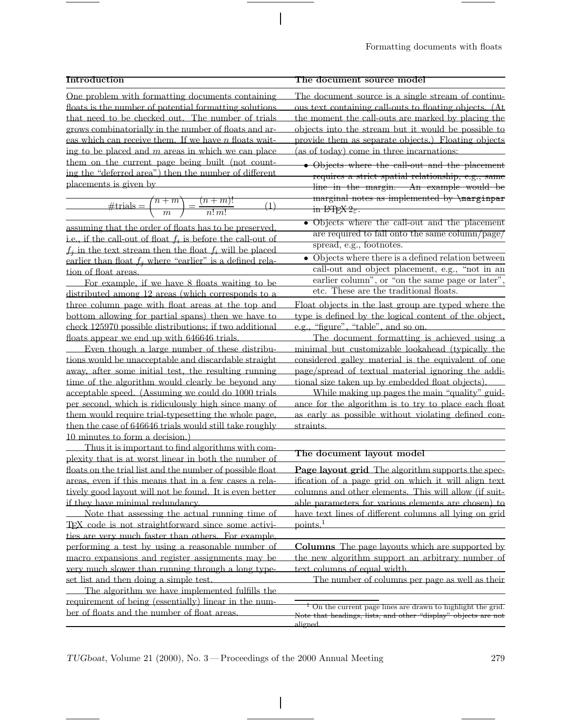## Introduction

One problem with formatting documents containing floats is the number of potential formatting solutions that need to be checked out. The number of trials grows combinatorially in the number of floats and areas which can receive them. If we have $n$ floats waiting to be placed and $m$ areas in which we can place them on the current page being built (not counting the "deferred area") then the number of different placements is given by

$$\#\text{trials} = \binom{n+m}{m} = \frac{(n+m)!}{n!\,m!} \qquad (1)$$

assuming that the order of floats has to be preserved, i.e., if the call-out of float $f_i$ is before the call-out of $f_j$ in the text stream then the float $f_i$ will be placed earlier than float $f_j$ where "earlier" is a defined relation of float areas.

For example, if we have 8 floats waiting to be distributed among 12 areas (which corresponds to a three column page with float areas at the top and bottom allowing for partial spans) then we have to check 125970 possible distributions; if two additional floats appear we end up with 646646 trials.

Even though a large number of these distributions would be unacceptable and discardable straight away, after some initial test, the resulting running time of the algorithm would clearly be beyond any acceptable speed. (Assuming we could do 1000 trials per second, which is ridiculously high since many of them would require trial-typesetting the whole page, then the case of 646646 trials would still take roughly 10 minutes to form a decision.)

Thus it is important to find algorithms with complexity that is at worst linear in both the number of floats on the trial list and the number of possible float areas, even if this means that in a few cases a relatively good layout will not be found. It is even better if they have minimal redundancy.

Note that assessing the actual running time of TeX code is not straightforward since some activities are very much faster than others. For example, performing a test by using a reasonable number of macro expansions and register assignments may be very much slower than running through a long typeset list and then doing a simple test.

The algorithm we have implemented fulfills the requirement of being (essentially) linear in the number of floats and the number of float areas.

## The document source model

The document source is a single stream of continuous text containing call-outs to floating objects. (At the moment the call-outs are marked by placing the objects into the stream but it would be possible to provide them as separate objects.) Floating objects (as of today) come in three incarnations:

- Objects where the call-out and the placement requires a strict spatial relationship, e.g., same line in the margin. An example would be marginal notes as implemented by `\marginpar` in LaTeX $2_\varepsilon$.
- Objects where the call-out and the placement are required to fall onto the same column/page/spread, e.g., footnotes.
- Objects where there is a defined relation between call-out and object placement, e.g., "not in an earlier column", or "on the same page or later", etc. These are the traditional floats.

Float objects in the last group are typed where the type is defined by the logical content of the object, e.g., "figure", "table", and so on.

The document formatting is achieved using a minimal but customizable lookahead (typically the considered galley material is the equivalent of one page/spread of textual material ignoring the additional size taken up by embedded float objects).

While making up pages the main "quality" guidance for the algorithm is to try to place each float as early as possible without violating defined constraints.

## The document layout model

**Page layout grid** The algorithm supports the specification of a page grid on which it will align text columns and other elements. This will allow (if suitable parameters for various elements are chosen) to have text lines of different columns all lying on grid points.[1]

**Columns** The page layouts which are supported by the new algorithm support an arbitrary number of text columns of equal width.

The number of columns per page as well as their

[1] On the current page lines are drawn to highlight the grid. Note that headings, lists, and other "display" objects are not aligned.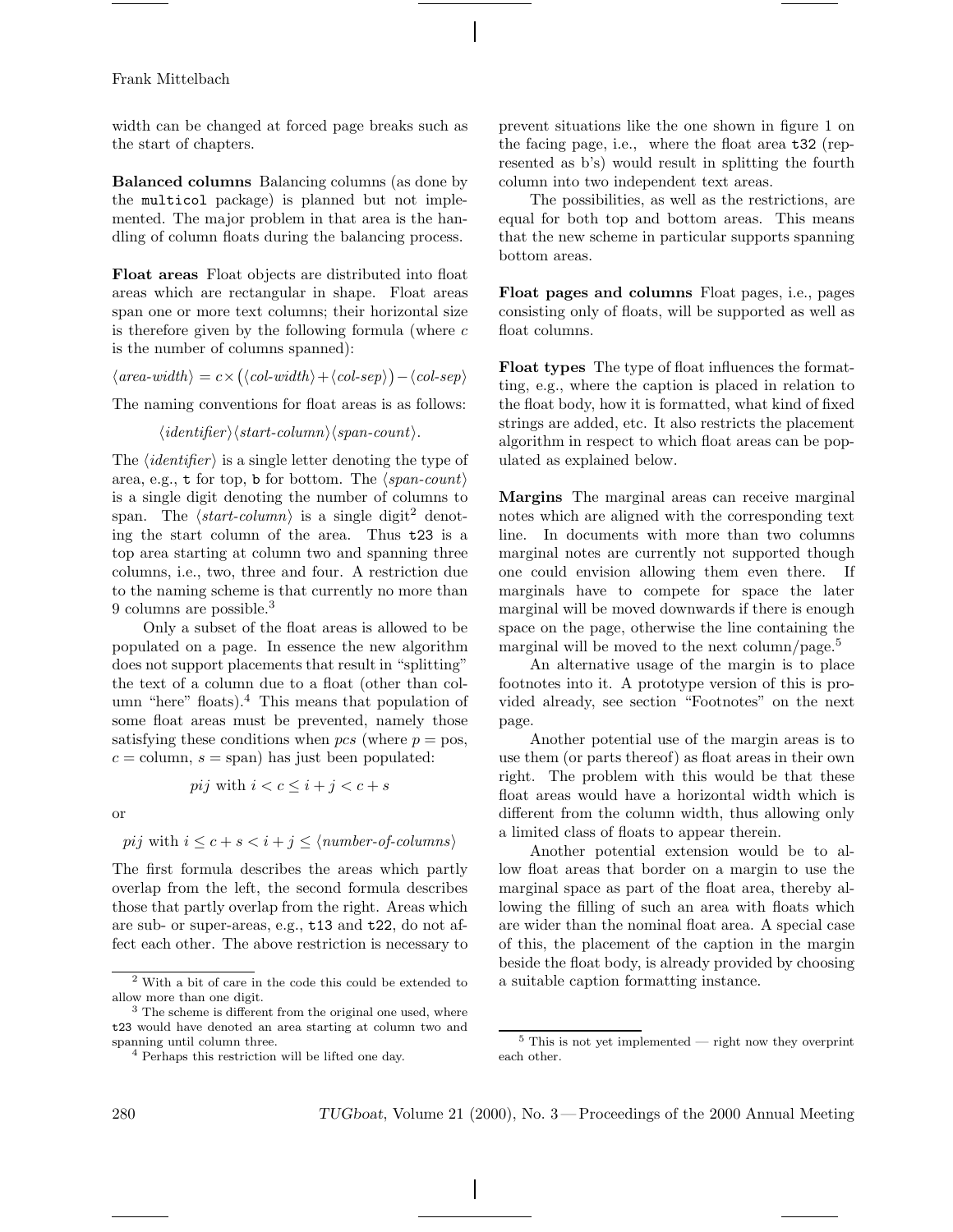width can be changed at forced page breaks such as the start of chapters.

**Balanced columns** Balancing columns (as done by the `multicol` package) is planned but not implemented. The major problem in that area is the handling of column floats during the balancing process.

**Float areas** Float objects are distributed into float areas which are rectangular in shape. Float areas span one or more text columns; their horizontal size is therefore given by the following formula (where $c$ is the number of columns spanned):

$$\langle \textit{area-width} \rangle = c \times \big( \langle \textit{col-width} \rangle + \langle \textit{col-sep} \rangle \big) - \langle \textit{col-sep} \rangle$$

The naming conventions for float areas is as follows:

$$\langle \textit{identifier} \rangle \langle \textit{start-column} \rangle \langle \textit{span-count} \rangle.$$

The ⟨*identifier*⟩ is a single letter denoting the type of area, e.g., `t` for top, `b` for bottom. The ⟨*span-count*⟩ is a single digit denoting the number of columns to span. The ⟨*start-column*⟩ is a single digit[2] denoting the start column of the area. Thus `t23` is a top area starting at column two and spanning three columns, i.e., two, three and four. A restriction due to the naming scheme is that currently no more than 9 columns are possible.[3]

Only a subset of the float areas is allowed to be populated on a page. In essence the new algorithm does not support placements that result in "splitting" the text of a column due to a float (other than column "here" floats).[4] This means that population of some float areas must be prevented, namely those satisfying these conditions when $pcs$ (where $p$ = pos, $c$ = column, $s$ = span) has just been populated:

$$pij \text{ with } i < c \le i + j < c + s$$

or

$$pij \text{ with } i \le c + s < i + j \le \langle \textit{number-of-columns} \rangle$$

The first formula describes the areas which partly overlap from the left, the second formula describes those that partly overlap from the right. Areas which are sub- or super-areas, e.g., `t13` and `t22`, do not affect each other. The above restriction is necessary to prevent situations like the one shown in figure 1 on the facing page, i.e., where the float area `t32` (represented as b's) would result in splitting the fourth column into two independent text areas.

The possibilities, as well as the restrictions, are equal for both top and bottom areas. This means that the new scheme in particular supports spanning bottom areas.

**Float pages and columns** Float pages, i.e., pages consisting only of floats, will be supported as well as float columns.

**Float types** The type of float influences the formatting, e.g., where the caption is placed in relation to the float body, how it is formatted, what kind of fixed strings are added, etc. It also restricts the placement algorithm in respect to which float areas can be populated as explained below.

**Margins** The marginal areas can receive marginal notes which are aligned with the corresponding text line. In documents with more than two columns marginal notes are currently not supported though one could envision allowing them even there. If marginals have to compete for space the later marginal will be moved downwards if there is enough space on the page, otherwise the line containing the marginal will be moved to the next column/page.[5]

An alternative usage of the margin is to place footnotes into it. A prototype version of this is provided already, see section "Footnotes" on the next page.

Another potential use of the margin areas is to use them (or parts thereof) as float areas in their own right. The problem with this would be that these float areas would have a horizontal width which is different from the column width, thus allowing only a limited class of floats to appear therein.

Another potential extension would be to allow float areas that border on a margin to use the marginal space as part of the float area, thereby allowing the filling of such an area with floats which are wider than the nominal float area. A special case of this, the placement of the caption in the margin beside the float body, is already provided by choosing a suitable caption formatting instance.

---

[2] With a bit of care in the code this could be extended to allow more than one digit.

[3] The scheme is different from the original one used, where `t23` would have denoted an area starting at column two and spanning until column three.

[4] Perhaps this restriction will be lifted one day.

[5] This is not yet implemented — right now they overprint each other.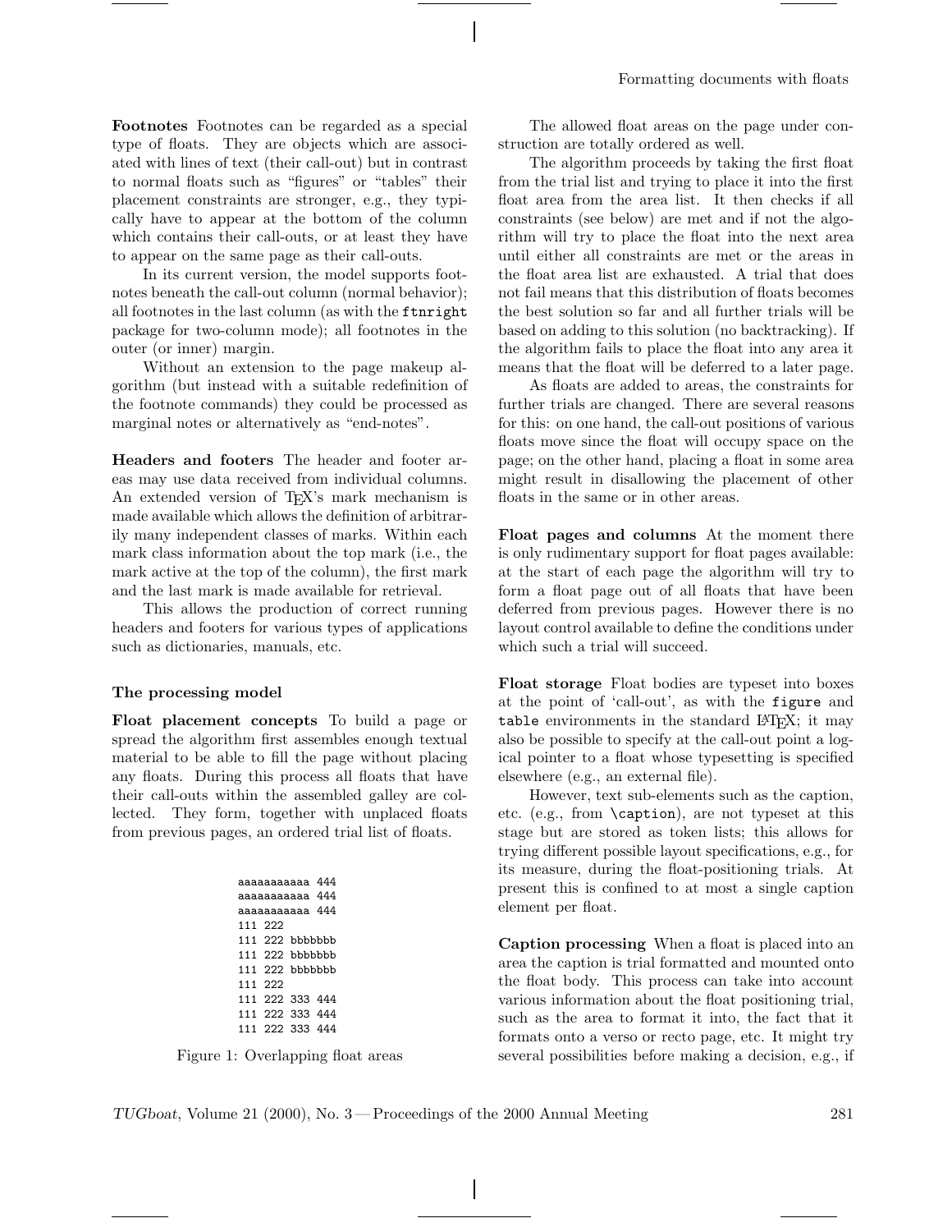**Footnotes** Footnotes can be regarded as a special type of floats. They are objects which are associated with lines of text (their call-out) but in contrast to normal floats such as "figures" or "tables" their placement constraints are stronger, e.g., they typically have to appear at the bottom of the column which contains their call-outs, or at least they have to appear on the same page as their call-outs.

In its current version, the model supports footnotes beneath the call-out column (normal behavior); all footnotes in the last column (as with the `ftnright` package for two-column mode); all footnotes in the outer (or inner) margin.

Without an extension to the page makeup algorithm (but instead with a suitable redefinition of the footnote commands) they could be processed as marginal notes or alternatively as "end-notes".

**Headers and footers** The header and footer areas may use data received from individual columns. An extended version of TeX's mark mechanism is made available which allows the definition of arbitrarily many independent classes of marks. Within each mark class information about the top mark (i.e., the mark active at the top of the column), the first mark and the last mark is made available for retrieval.

This allows the production of correct running headers and footers for various types of applications such as dictionaries, manuals, etc.

### The processing model

**Float placement concepts** To build a page or spread the algorithm first assembles enough textual material to be able to fill the page without placing any floats. During this process all floats that have their call-outs within the assembled galley are collected. They form, together with unplaced floats from previous pages, an ordered trial list of floats.

```
aaaaaaaaaaa 444
aaaaaaaaaaa 444
aaaaaaaaaaa 444
111 222
111 222 bbbbbbb
111 222 bbbbbbb
111 222 bbbbbbb
111 222
111 222 333 444
111 222 333 444
111 222 333 444
```

Figure 1: Overlapping float areas

The allowed float areas on the page under construction are totally ordered as well.

The algorithm proceeds by taking the first float from the trial list and trying to place it into the first float area from the area list. It then checks if all constraints (see below) are met and if not the algorithm will try to place the float into the next area until either all constraints are met or the areas in the float area list are exhausted. A trial that does not fail means that this distribution of floats becomes the best solution so far and all further trials will be based on adding to this solution (no backtracking). If the algorithm fails to place the float into any area it means that the float will be deferred to a later page.

As floats are added to areas, the constraints for further trials are changed. There are several reasons for this: on one hand, the call-out positions of various floats move since the float will occupy space on the page; on the other hand, placing a float in some area might result in disallowing the placement of other floats in the same or in other areas.

**Float pages and columns** At the moment there is only rudimentary support for float pages available: at the start of each page the algorithm will try to form a float page out of all floats that have been deferred from previous pages. However there is no layout control available to define the conditions under which such a trial will succeed.

**Float storage** Float bodies are typeset into boxes at the point of 'call-out', as with the `figure` and `table` environments in the standard LaTeX; it may also be possible to specify at the call-out point a logical pointer to a float whose typesetting is specified elsewhere (e.g., an external file).

However, text sub-elements such as the caption, etc. (e.g., from `\caption`), are not typeset at this stage but are stored as token lists; this allows for trying different possible layout specifications, e.g., for its measure, during the float-positioning trials. At present this is confined to at most a single caption element per float.

**Caption processing** When a float is placed into an area the caption is trial formatted and mounted onto the float body. This process can take into account various information about the float positioning trial, such as the area to format it into, the fact that it formats onto a verso or recto page, etc. It might try several possibilities before making a decision, e.g., if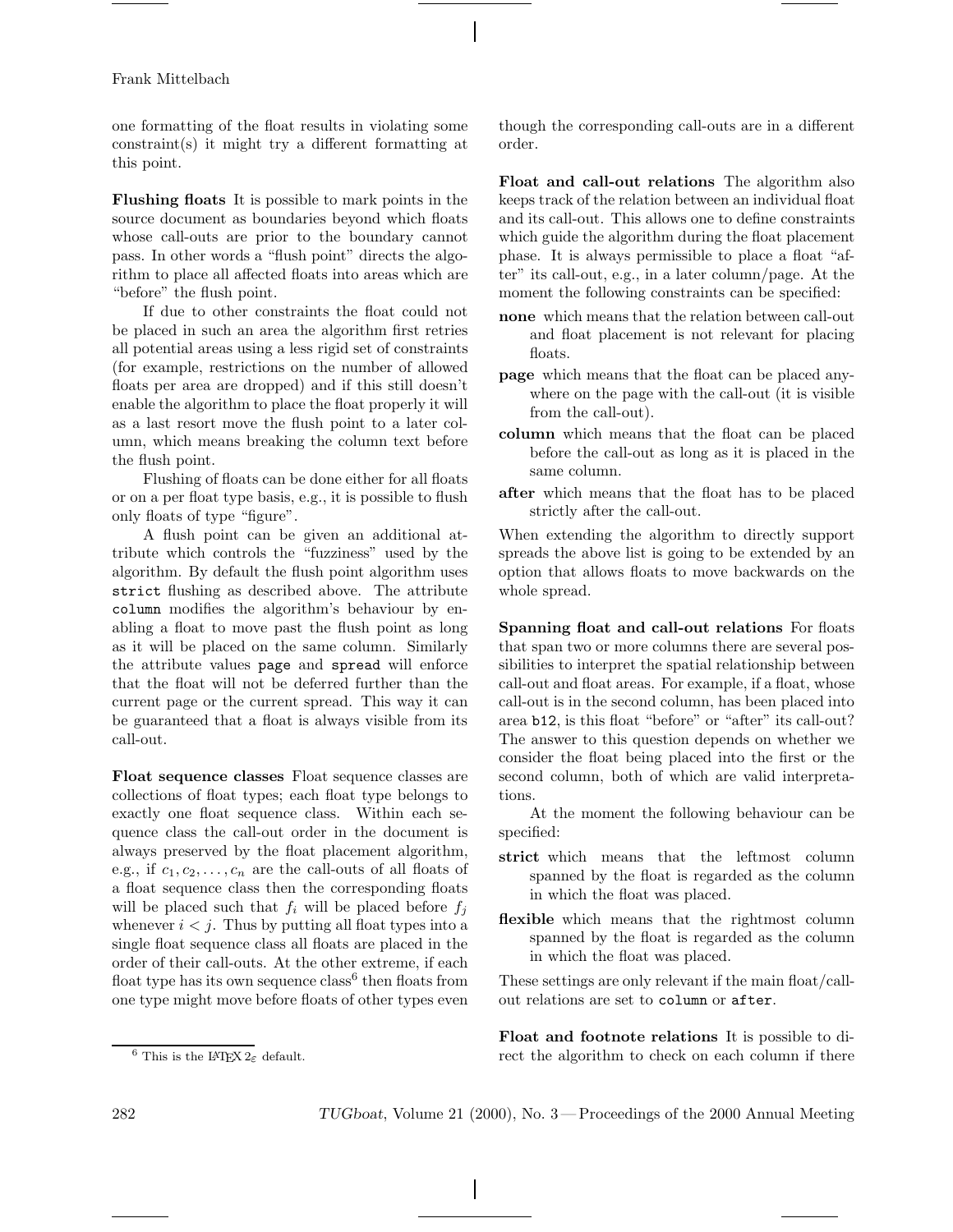one formatting of the float results in violating some constraint(s) it might try a different formatting at this point.

**Flushing floats** It is possible to mark points in the source document as boundaries beyond which floats whose call-outs are prior to the boundary cannot pass. In other words a "flush point" directs the algorithm to place all affected floats into areas which are "before" the flush point.

If due to other constraints the float could not be placed in such an area the algorithm first retries all potential areas using a less rigid set of constraints (for example, restrictions on the number of allowed floats per area are dropped) and if this still doesn't enable the algorithm to place the float properly it will as a last resort move the flush point to a later column, which means breaking the column text before the flush point.

Flushing of floats can be done either for all floats or on a per float type basis, e.g., it is possible to flush only floats of type "figure".

A flush point can be given an additional attribute which controls the "fuzziness" used by the algorithm. By default the flush point algorithm uses `strict` flushing as described above. The attribute `column` modifies the algorithm's behaviour by enabling a float to move past the flush point as long as it will be placed on the same column. Similarly the attribute values `page` and `spread` will enforce that the float will not be deferred further than the current page or the current spread. This way it can be guaranteed that a float is always visible from its call-out.

**Float sequence classes** Float sequence classes are collections of float types; each float type belongs to exactly one float sequence class. Within each sequence class the call-out order in the document is always preserved by the float placement algorithm, e.g., if $c_1, c_2, \ldots, c_n$ are the call-outs of all floats of a float sequence class then the corresponding floats will be placed such that $f_i$ will be placed before $f_j$ whenever $i < j$. Thus by putting all float types into a single float sequence class all floats are placed in the order of their call-outs. At the other extreme, if each float type has its own sequence class[6] then floats from one type might move before floats of other types even though the corresponding call-outs are in a different order.

**Float and call-out relations** The algorithm also keeps track of the relation between an individual float and its call-out. This allows one to define constraints which guide the algorithm during the float placement phase. It is always permissible to place a float "after" its call-out, e.g., in a later column/page. At the moment the following constraints can be specified:

**none** which means that the relation between call-out and float placement is not relevant for placing floats.

**page** which means that the float can be placed anywhere on the page with the call-out (it is visible from the call-out).

**column** which means that the float can be placed before the call-out as long as it is placed in the same column.

**after** which means that the float has to be placed strictly after the call-out.

When extending the algorithm to directly support spreads the above list is going to be extended by an option that allows floats to move backwards on the whole spread.

**Spanning float and call-out relations** For floats that span two or more columns there are several possibilities to interpret the spatial relationship between call-out and float areas. For example, if a float, whose call-out is in the second column, has been placed into area `b12`, is this float "before" or "after" its call-out? The answer to this question depends on whether we consider the float being placed into the first or the second column, both of which are valid interpretations.

At the moment the following behaviour can be specified:

**strict** which means that the leftmost column spanned by the float is regarded as the column in which the float was placed.

**flexible** which means that the rightmost column spanned by the float is regarded as the column in which the float was placed.

These settings are only relevant if the main float/call-out relations are set to `column` or `after`.

**Float and footnote relations** It is possible to direct the algorithm to check on each column if there

[6] This is the LaTeX 2ε default.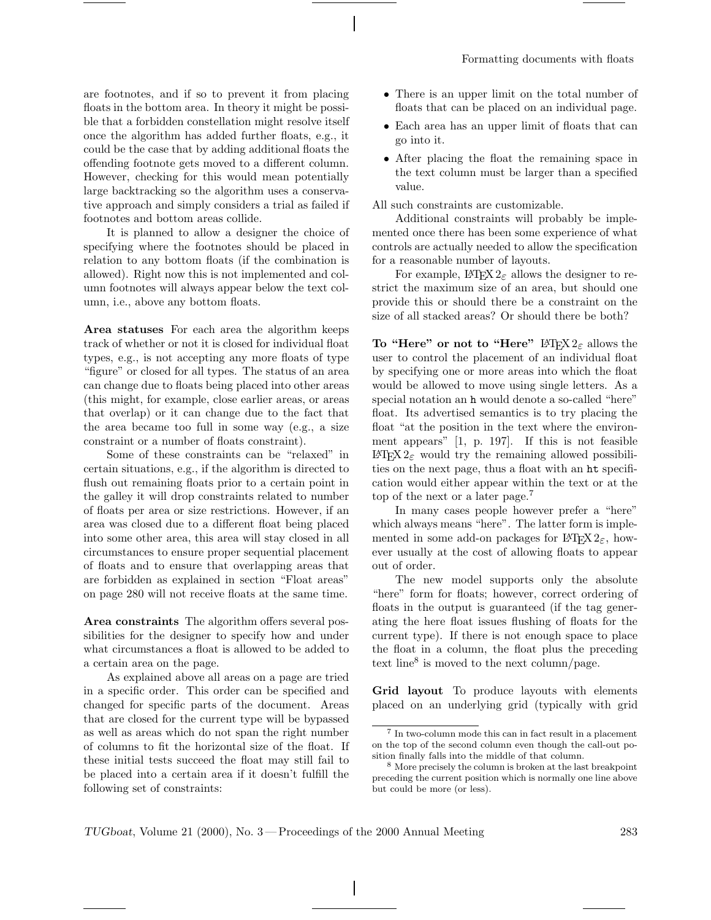are footnotes, and if so to prevent it from placing floats in the bottom area. In theory it might be possible that a forbidden constellation might resolve itself once the algorithm has added further floats, e.g., it could be the case that by adding additional floats the offending footnote gets moved to a different column. However, checking for this would mean potentially large backtracking so the algorithm uses a conservative approach and simply considers a trial as failed if footnotes and bottom areas collide.

It is planned to allow a designer the choice of specifying where the footnotes should be placed in relation to any bottom floats (if the combination is allowed). Right now this is not implemented and column footnotes will always appear below the text column, i.e., above any bottom floats.

**Area statuses** For each area the algorithm keeps track of whether or not it is closed for individual float types, e.g., is not accepting any more floats of type "figure" or closed for all types. The status of an area can change due to floats being placed into other areas (this might, for example, close earlier areas, or areas that overlap) or it can change due to the fact that the area became too full in some way (e.g., a size constraint or a number of floats constraint).

Some of these constraints can be "relaxed" in certain situations, e.g., if the algorithm is directed to flush out remaining floats prior to a certain point in the galley it will drop constraints related to number of floats per area or size restrictions. However, if an area was closed due to a different float being placed into some other area, this area will stay closed in all circumstances to ensure proper sequential placement of floats and to ensure that overlapping areas that are forbidden as explained in section "Float areas" on page 280 will not receive floats at the same time.

**Area constraints** The algorithm offers several possibilities for the designer to specify how and under what circumstances a float is allowed to be added to a certain area on the page.

As explained above all areas on a page are tried in a specific order. This order can be specified and changed for specific parts of the document. Areas that are closed for the current type will be bypassed as well as areas which do not span the right number of columns to fit the horizontal size of the float. If these initial tests succeed the float may still fail to be placed into a certain area if it doesn't fulfill the following set of constraints:

- There is an upper limit on the total number of floats that can be placed on an individual page.
- Each area has an upper limit of floats that can go into it.
- After placing the float the remaining space in the text column must be larger than a specified value.

All such constraints are customizable.

Additional constraints will probably be implemented once there has been some experience of what controls are actually needed to allow the specification for a reasonable number of layouts.

For example, LaTeX 2$_\varepsilon$ allows the designer to restrict the maximum size of an area, but should one provide this or should there be a constraint on the size of all stacked areas? Or should there be both?

**To "Here" or not to "Here"** LaTeX 2$_\varepsilon$ allows the user to control the placement of an individual float by specifying one or more areas into which the float would be allowed to move using single letters. As a special notation an `h` would denote a so-called "here" float. Its advertised semantics is to try placing the float "at the position in the text where the environment appears" [1, p. 197]. If this is not feasible LaTeX 2$_\varepsilon$ would try the remaining allowed possibilities on the next page, thus a float with an `ht` specification would either appear within the text or at the top of the next or a later page.[7]

In many cases people however prefer a "here" which always means "here". The latter form is implemented in some add-on packages for LaTeX 2$_\varepsilon$, however usually at the cost of allowing floats to appear out of order.

The new model supports only the absolute "here" form for floats; however, correct ordering of floats in the output is guaranteed (if the tag generating the here float issues flushing of floats for the current type). If there is not enough space to place the float in a column, the float plus the preceding text line[8] is moved to the next column/page.

**Grid layout** To produce layouts with elements placed on an underlying grid (typically with grid

[7] In two-column mode this can in fact result in a placement on the top of the second column even though the call-out position finally falls into the middle of that column.

[8] More precisely the column is broken at the last breakpoint preceding the current position which is normally one line above but could be more (or less).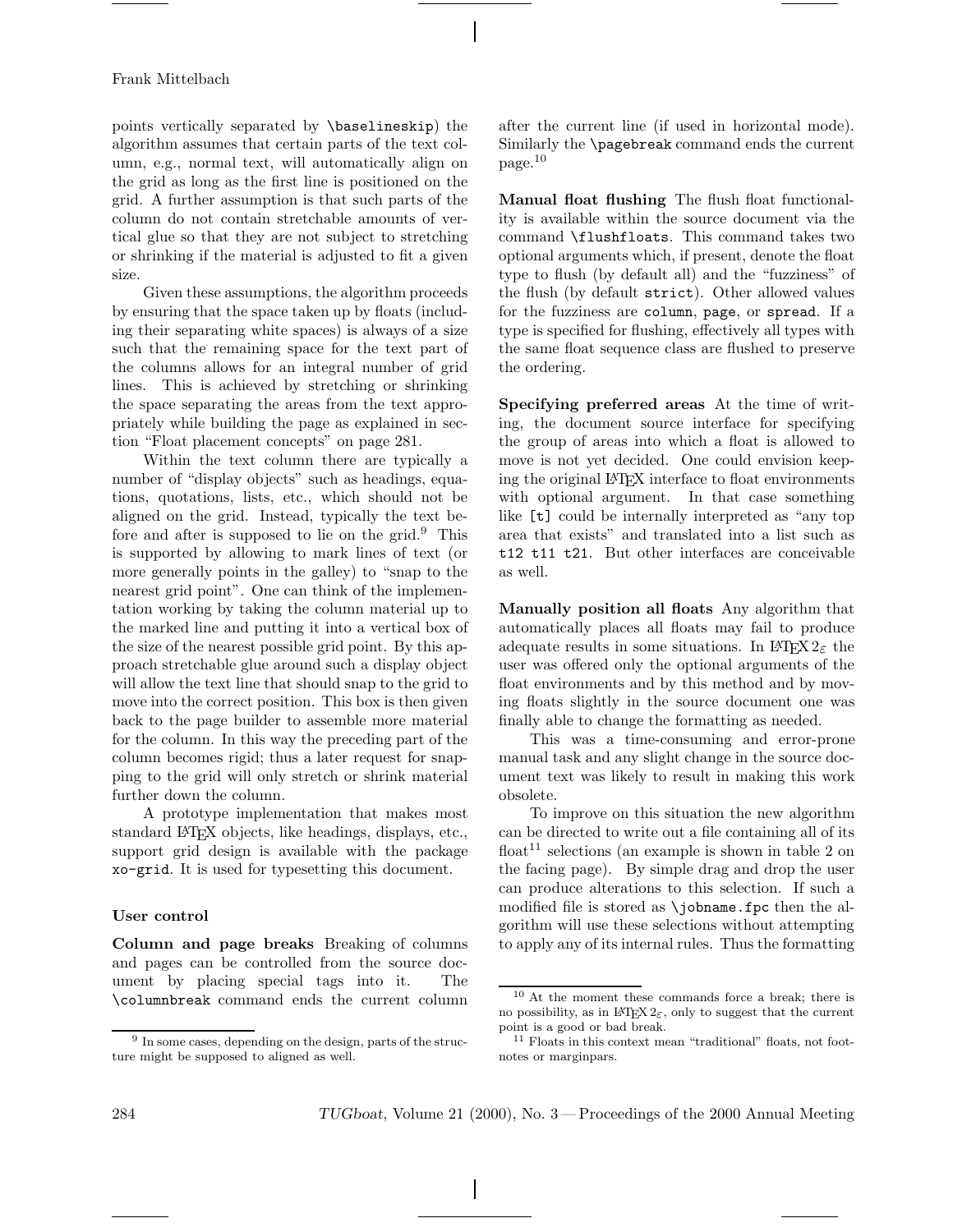points vertically separated by `\baselineskip`) the algorithm assumes that certain parts of the text column, e.g., normal text, will automatically align on the grid as long as the first line is positioned on the grid. A further assumption is that such parts of the column do not contain stretchable amounts of vertical glue so that they are not subject to stretching or shrinking if the material is adjusted to fit a given size.

Given these assumptions, the algorithm proceeds by ensuring that the space taken up by floats (including their separating white spaces) is always of a size such that the remaining space for the text part of the columns allows for an integral number of grid lines. This is achieved by stretching or shrinking the space separating the areas from the text appropriately while building the page as explained in section "Float placement concepts" on page 281.

Within the text column there are typically a number of "display objects" such as headings, equations, quotations, lists, etc., which should not be aligned on the grid. Instead, typically the text before and after is supposed to lie on the grid.[9] This is supported by allowing to mark lines of text (or more generally points in the galley) to "snap to the nearest grid point". One can think of the implementation working by taking the column material up to the marked line and putting it into a vertical box of the size of the nearest possible grid point. By this approach stretchable glue around such a display object will allow the text line that should snap to the grid to move into the correct position. This box is then given back to the page builder to assemble more material for the column. In this way the preceding part of the column becomes rigid; thus a later request for snapping to the grid will only stretch or shrink material further down the column.

A prototype implementation that makes most standard LaTeX objects, like headings, displays, etc., support grid design is available with the package `xo-grid`. It is used for typesetting this document.

[9] In some cases, depending on the design, parts of the structure might be supposed to aligned as well.

### User control

**Column and page breaks** Breaking of columns and pages can be controlled from the source document by placing special tags into it. The `\columnbreak` command ends the current column after the current line (if used in horizontal mode). Similarly the `\pagebreak` command ends the current page.[10]

**Manual float flushing** The flush float functionality is available within the source document via the command `\flushfloats`. This command takes two optional arguments which, if present, denote the float type to flush (by default all) and the "fuzziness" of the flush (by default `strict`). Other allowed values for the fuzziness are `column`, `page`, or `spread`. If a type is specified for flushing, effectively all types with the same float sequence class are flushed to preserve the ordering.

**Specifying preferred areas** At the time of writing, the document source interface for specifying the group of areas into which a float is allowed to move is not yet decided. One could envision keeping the original LaTeX interface to float environments with optional argument. In that case something like `[t]` could be internally interpreted as "any top area that exists" and translated into a list such as `t12 t11 t21`. But other interfaces are conceivable as well.

**Manually position all floats** Any algorithm that automatically places all floats may fail to produce adequate results in some situations. In LaTeX 2ε the user was offered only the optional arguments of the float environments and by this method and by moving floats slightly in the source document one was finally able to change the formatting as needed.

This was a time-consuming and error-prone manual task and any slight change in the source document text was likely to result in making this work obsolete.

To improve on this situation the new algorithm can be directed to write out a file containing all of its float[11] selections (an example is shown in table 2 on the facing page). By simple drag and drop the user can produce alterations to this selection. If such a modified file is stored as `\jobname.fpc` then the algorithm will use these selections without attempting to apply any of its internal rules. Thus the formatting

[10] At the moment these commands force a break; there is no possibility, as in LaTeX 2ε, only to suggest that the current point is a good or bad break.

[11] Floats in this context mean "traditional" floats, not footnotes or marginpars.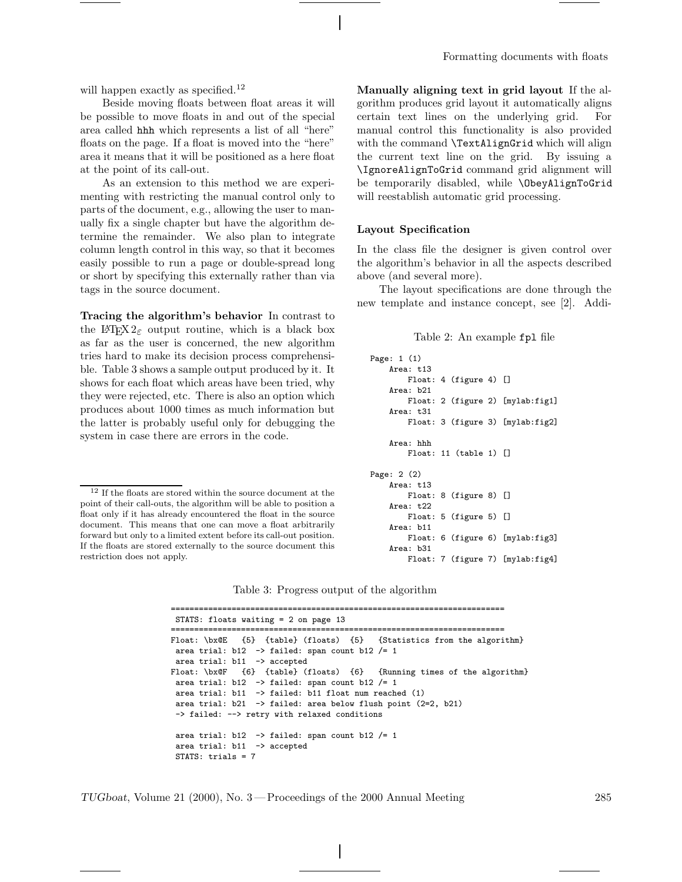will happen exactly as specified.[12]

Beside moving floats between float areas it will be possible to move floats in and out of the special area called `hhh` which represents a list of all "here" floats on the page. If a float is moved into the "here" area it means that it will be positioned as a here float at the point of its call-out.

As an extension to this method we are experimenting with restricting the manual control only to parts of the document, e.g., allowing the user to manually fix a single chapter but have the algorithm determine the remainder. We also plan to integrate column length control in this way, so that it becomes easily possible to run a page or double-spread long or short by specifying this externally rather than via tags in the source document.

**Tracing the algorithm's behavior** In contrast to the LaTeX 2ε output routine, which is a black box as far as the user is concerned, the new algorithm tries hard to make its decision process comprehensible. Table 3 shows a sample output produced by it. It shows for each float which areas have been tried, why they were rejected, etc. There is also an option which produces about 1000 times as much information but the latter is probably useful only for debugging the system in case there are errors in the code.

**Manually aligning text in grid layout** If the algorithm produces grid layout it automatically aligns certain text lines on the underlying grid. For manual control this functionality is also provided with the command `\TextAlignGrid` which will align the current text line on the grid. By issuing a `\IgnoreAlignToGrid` command grid alignment will be temporarily disabled, while `\ObeyAlignToGrid` will reestablish automatic grid processing.

### Layout Specification

In the class file the designer is given control over the algorithm's behavior in all the aspects described above (and several more).

The layout specifications are done through the new template and instance concept, see [2]. Addi-

Table 2: An example `fpl` file

```
Page: 1 (1)
    Area: t13
        Float: 4 (figure 4) []
    Area: b21
        Float: 2 (figure 2) [mylab:fig1]
    Area: t31
        Float: 3 (figure 3) [mylab:fig2]

    Area: hhh
        Float: 11 (table 1) []

Page: 2 (2)
    Area: t13
        Float: 8 (figure 8) []
    Area: t22
        Float: 5 (figure 5) []
    Area: b11
        Float: 6 (figure 6) [mylab:fig3]
    Area: b31
        Float: 7 (figure 7) [mylab:fig4]
```

Table 3: Progress output of the algorithm

```
======================================================================
 STATS: floats waiting = 2 on page 13
======================================================================
Float: \bx@E   {5}  {table} (floats)  {5}   {Statistics from the algorithm}
 area trial: b12  -> failed: span count b12 /= 1
 area trial: b11  -> accepted
Float: \bx@F   {6}  {table} (floats)  {6}   {Running times of the algorithm}
 area trial: b12  -> failed: span count b12 /= 1
 area trial: b11  -> failed: b11 float num reached (1)
 area trial: b21  -> failed: area below flush point (2=2, b21)
 -> failed: --> retry with relaxed conditions

 area trial: b12  -> failed: span count b12 /= 1
 area trial: b11  -> accepted
 STATS: trials = 7
```

[12] If the floats are stored within the source document at the point of their call-outs, the algorithm will be able to position a float only if it has already encountered the float in the source document. This means that one can move a float arbitrarily forward but only to a limited extent before its call-out position. If the floats are stored externally to the source document this restriction does not apply.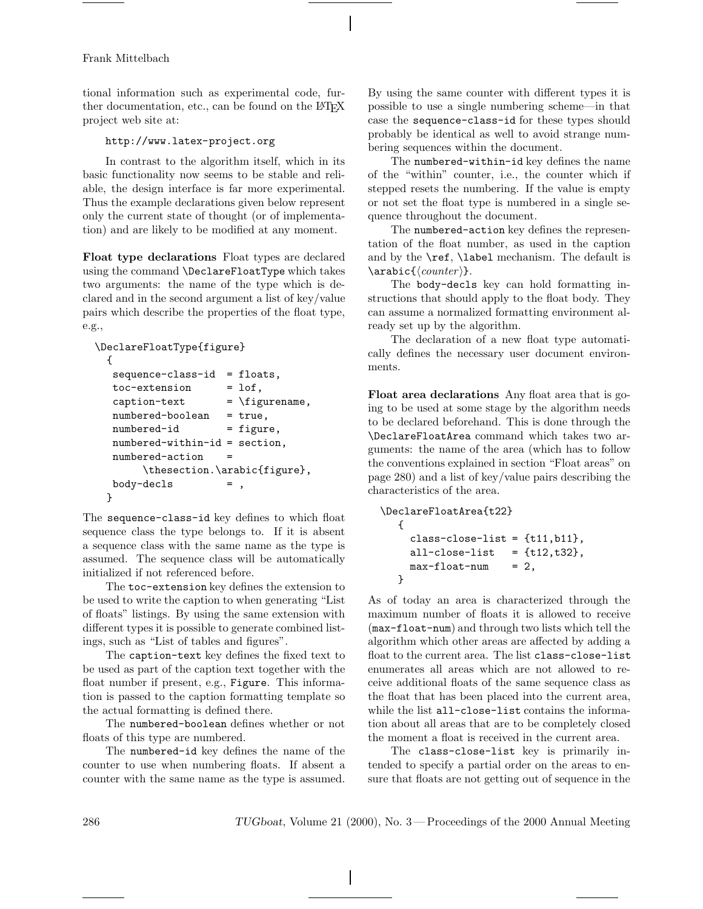tional information such as experimental code, further documentation, etc., can be found on the LaTeX project web site at:

http://www.latex-project.org

In contrast to the algorithm itself, which in its basic functionality now seems to be stable and reliable, the design interface is far more experimental. Thus the example declarations given below represent only the current state of thought (or of implementation) and are likely to be modified at any moment.

**Float type declarations** Float types are declared using the command `\DeclareFloatType` which takes two arguments: the name of the type which is declared and in the second argument a list of key/value pairs which describe the properties of the float type, e.g.,

```
\DeclareFloatType{figure}
  {
   sequence-class-id  = floats,
   toc-extension      = lof,
   caption-text       = \figurename,
   numbered-boolean   = true,
   numbered-id        = figure,
   numbered-within-id = section,
   numbered-action    =
        \thesection.\arabic{figure},
   body-decls         = ,
  }
```

The `sequence-class-id` key defines to which float sequence class the type belongs to. If it is absent a sequence class with the same name as the type is assumed. The sequence class will be automatically initialized if not referenced before.

The `toc-extension` key defines the extension to be used to write the caption to when generating "List of floats" listings. By using the same extension with different types it is possible to generate combined listings, such as "List of tables and figures".

The `caption-text` key defines the fixed text to be used as part of the caption text together with the float number if present, e.g., `Figure`. This information is passed to the caption formatting template so the actual formatting is defined there.

The `numbered-boolean` defines whether or not floats of this type are numbered.

The `numbered-id` key defines the name of the counter to use when numbering floats. If absent a counter with the same name as the type is assumed. By using the same counter with different types it is possible to use a single numbering scheme—in that case the `sequence-class-id` for these types should probably be identical as well to avoid strange numbering sequences within the document.

The `numbered-within-id` key defines the name of the "within" counter, i.e., the counter which if stepped resets the numbering. If the value is empty or not set the float type is numbered in a single sequence throughout the document.

The `numbered-action` key defines the representation of the float number, as used in the caption and by the `\ref`, `\label` mechanism. The default is `\arabic{`⟨*counter*⟩`}`.

The `body-decls` key can hold formatting instructions that should apply to the float body. They can assume a normalized formatting environment already set up by the algorithm.

The declaration of a new float type automatically defines the necessary user document environments.

**Float area declarations** Any float area that is going to be used at some stage by the algorithm needs to be declared beforehand. This is done through the `\DeclareFloatArea` command which takes two arguments: the name of the area (which has to follow the conventions explained in section "Float areas" on page 280) and a list of key/value pairs describing the characteristics of the area.

```
\DeclareFloatArea{t22}
   {
     class-close-list = {t11,b11},
     all-close-list   = {t12,t32},
     max-float-num    = 2,
   }
```

As of today an area is characterized through the maximum number of floats it is allowed to receive (`max-float-num`) and through two lists which tell the algorithm which other areas are affected by adding a float to the current area. The list `class-close-list` enumerates all areas which are not allowed to receive additional floats of the same sequence class as the float that has been placed into the current area, while the list `all-close-list` contains the information about all areas that are to be completely closed the moment a float is received in the current area.

The `class-close-list` key is primarily intended to specify a partial order on the areas to ensure that floats are not getting out of sequence in the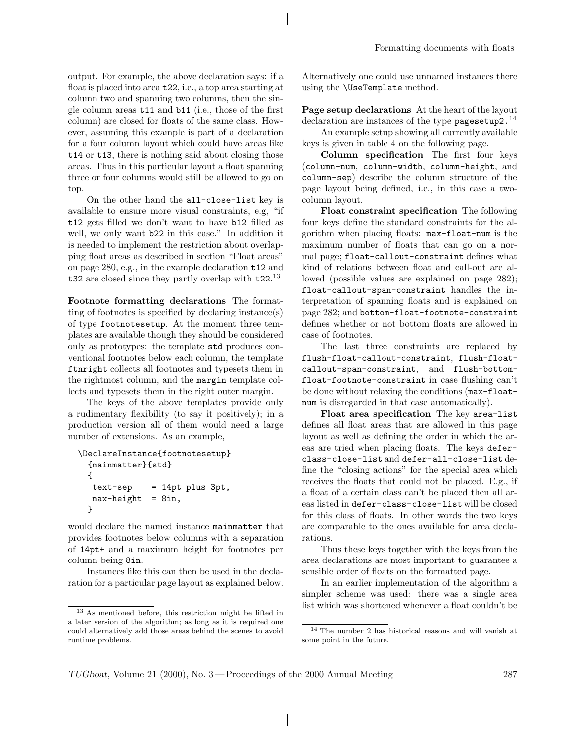output. For example, the above declaration says: if a float is placed into area `t22`, i.e., a top area starting at column two and spanning two columns, then the single column areas `t11` and `b11` (i.e., those of the first column) are closed for floats of the same class. However, assuming this example is part of a declaration for a four column layout which could have areas like `t14` or `t13`, there is nothing said about closing those areas. Thus in this particular layout a float spanning three or four columns would still be allowed to go on top.

On the other hand the `all-close-list` key is available to ensure more visual constraints, e.g, "if `t12` gets filled we don't want to have `b12` filled as well, we only want `b22` in this case." In addition it is needed to implement the restriction about overlapping float areas as described in section "Float areas" on page 280, e.g., in the example declaration `t12` and `t32` are closed since they partly overlap with `t22`.[13]

**Footnote formatting declarations** The formatting of footnotes is specified by declaring instance(s) of type `footnotesetup`. At the moment three templates are available though they should be considered only as prototypes: the template `std` produces conventional footnotes below each column, the template `ftnright` collects all footnotes and typesets them in the rightmost column, and the `margin` template collects and typesets them in the right outer margin.

The keys of the above templates provide only a rudimentary flexibility (to say it positively); in a production version all of them would need a large number of extensions. As an example,

```
\DeclareInstance{footnotesetup}
  {mainmatter}{std}
  {
   text-sep    = 14pt plus 3pt,
   max-height  = 8in,
  }
```

would declare the named instance `mainmatter` that provides footnotes below columns with a separation of `14pt+` and a maximum height for footnotes per column being `8in`.

Instances like this can then be used in the declaration for a particular page layout as explained below. Alternatively one could use unnamed instances there using the `\UseTemplate` method.

**Page setup declarations** At the heart of the layout declaration are instances of the type `pagesetup2`.[14]

An example setup showing all currently available keys is given in table 4 on the following page.

**Column specification** The first four keys (`column-num`, `column-width`, `column-height`, and `column-sep`) describe the column structure of the page layout being defined, i.e., in this case a two-column layout.

**Float constraint specification** The following four keys define the standard constraints for the algorithm when placing floats: `max-float-num` is the maximum number of floats that can go on a normal page; `float-callout-constraint` defines what kind of relations between float and call-out are allowed (possible values are explained on page 282); `float-callout-span-constraint` handles the interpretation of spanning floats and is explained on page 282; and `bottom-float-footnote-constraint` defines whether or not bottom floats are allowed in case of footnotes.

The last three constraints are replaced by `flush-float-callout-constraint`, `flush-float-callout-span-constraint`, and `flush-bottom-float-footnote-constraint` in case flushing can't be done without relaxing the conditions (`max-float-num` is disregarded in that case automatically).

**Float area specification** The key `area-list` defines all float areas that are allowed in this page layout as well as defining the order in which the areas are tried when placing floats. The keys `defer-class-close-list` and `defer-all-close-list` define the "closing actions" for the special area which receives the floats that could not be placed. E.g., if a float of a certain class can't be placed then all areas listed in `defer-class-close-list` will be closed for this class of floats. In other words the two keys are comparable to the ones available for area declarations.

Thus these keys together with the keys from the area declarations are most important to guarantee a sensible order of floats on the formatted page.

In an earlier implementation of the algorithm a simpler scheme was used: there was a single area list which was shortened whenever a float couldn't be

[13] As mentioned before, this restriction might be lifted in a later version of the algorithm; as long as it is required one could alternatively add those areas behind the scenes to avoid runtime problems.

[14] The number 2 has historical reasons and will vanish at some point in the future.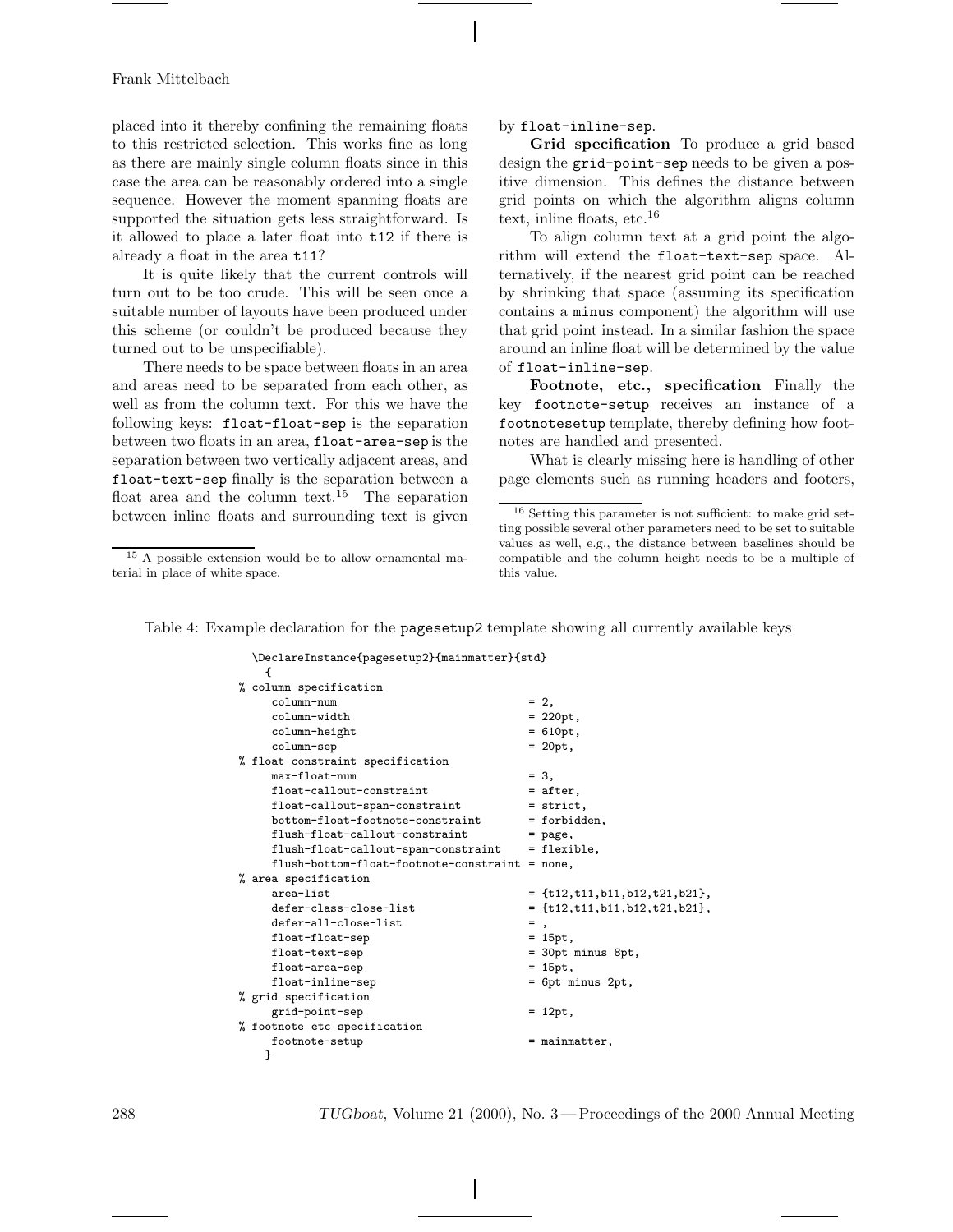placed into it thereby confining the remaining floats to this restricted selection. This works fine as long as there are mainly single column floats since in this case the area can be reasonably ordered into a single sequence. However the moment spanning floats are supported the situation gets less straightforward. Is it allowed to place a later float into `t12` if there is already a float in the area `t11`?

It is quite likely that the current controls will turn out to be too crude. This will be seen once a suitable number of layouts have been produced under this scheme (or couldn't be produced because they turned out to be unspecifiable).

There needs to be space between floats in an area and areas need to be separated from each other, as well as from the column text. For this we have the following keys: `float-float-sep` is the separation between two floats in an area, `float-area-sep` is the separation between two vertically adjacent areas, and `float-text-sep` finally is the separation between a float area and the column text.[15] The separation between inline floats and surrounding text is given by `float-inline-sep`.

[15] A possible extension would be to allow ornamental material in place of white space.

**Grid specification** To produce a grid based design the `grid-point-sep` needs to be given a positive dimension. This defines the distance between grid points on which the algorithm aligns column text, inline floats, etc.[16]

To align column text at a grid point the algorithm will extend the `float-text-sep` space. Alternatively, if the nearest grid point can be reached by shrinking that space (assuming its specification contains a `minus` component) the algorithm will use that grid point instead. In a similar fashion the space around an inline float will be determined by the value of `float-inline-sep`.

**Footnote, etc., specification** Finally the key `footnote-setup` receives an instance of a `footnotesetup` template, thereby defining how footnotes are handled and presented.

What is clearly missing here is handling of other page elements such as running headers and footers,

[16] Setting this parameter is not sufficient: to make grid setting possible several other parameters need to be set to suitable values as well, e.g., the distance between baselines should be compatible and the column height needs to be a multiple of this value.

Table 4: Example declaration for the `pagesetup2` template showing all currently available keys

```
\DeclareInstance{pagesetup2}{mainmatter}{std}
  {
% column specification
    column-num                              = 2,
    column-width                            = 220pt,
    column-height                           = 610pt,
    column-sep                              = 20pt,
% float constraint specification
    max-float-num                           = 3,
    float-callout-constraint                = after,
    float-callout-span-constraint           = strict,
    bottom-float-footnote-constraint        = forbidden,
    flush-float-callout-constraint          = page,
    flush-float-callout-span-constraint     = flexible,
    flush-bottom-float-footnote-constraint = none,
% area specification
    area-list                               = {t12,t11,b11,b12,t21,b21},
    defer-class-close-list                  = {t12,t11,b11,b12,t21,b21},
    defer-all-close-list                    = ,
    float-float-sep                         = 15pt,
    float-text-sep                          = 30pt minus 8pt,
    float-area-sep                          = 15pt,
    float-inline-sep                        = 6pt minus 2pt,
% grid specification
    grid-point-sep                          = 12pt,
% footnote etc specification
    footnote-setup                          = mainmatter,
  }
```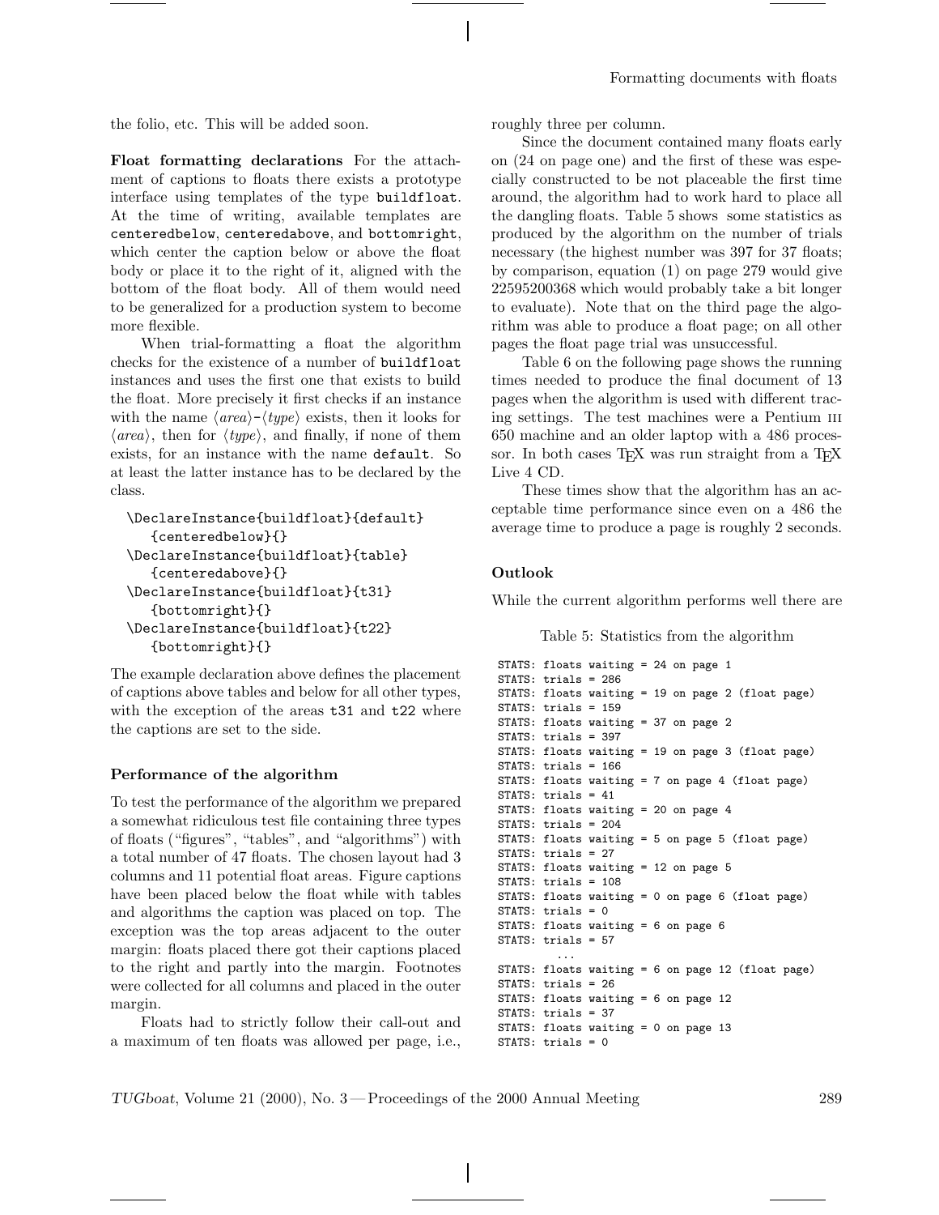the folio, etc. This will be added soon.

**Float formatting declarations** For the attachment of captions to floats there exists a prototype interface using templates of the type `buildfloat`. At the time of writing, available templates are `centeredbelow`, `centeredabove`, and `bottomright`, which center the caption below or above the float body or place it to the right of it, aligned with the bottom of the float body. All of them would need to be generalized for a production system to become more flexible.

When trial-formatting a float the algorithm checks for the existence of a number of `buildfloat` instances and uses the first one that exists to build the float. More precisely it first checks if an instance with the name ⟨*area*⟩-⟨*type*⟩ exists, then it looks for ⟨*area*⟩, then for ⟨*type*⟩, and finally, if none of them exists, for an instance with the name `default`. So at least the latter instance has to be declared by the class.

```
\DeclareInstance{buildfloat}{default}
   {centeredbelow}{}
\DeclareInstance{buildfloat}{table}
   {centeredabove}{}
\DeclareInstance{buildfloat}{t31}
   {bottomright}{}
\DeclareInstance{buildfloat}{t22}
   {bottomright}{}
```

The example declaration above defines the placement of captions above tables and below for all other types, with the exception of the areas `t31` and `t22` where the captions are set to the side.

### Performance of the algorithm

To test the performance of the algorithm we prepared a somewhat ridiculous test file containing three types of floats ("figures", "tables", and "algorithms") with a total number of 47 floats. The chosen layout had 3 columns and 11 potential float areas. Figure captions have been placed below the float while with tables and algorithms the caption was placed on top. The exception was the top areas adjacent to the outer margin: floats placed there got their captions placed to the right and partly into the margin. Footnotes were collected for all columns and placed in the outer margin.

Floats had to strictly follow their call-out and a maximum of ten floats was allowed per page, i.e., roughly three per column.

Since the document contained many floats early on (24 on page one) and the first of these was especially constructed to be not placeable the first time around, the algorithm had to work hard to place all the dangling floats. Table 5 shows some statistics as produced by the algorithm on the number of trials necessary (the highest number was 397 for 37 floats; by comparison, equation (1) on page 279 would give 22595200368 which would probably take a bit longer to evaluate). Note that on the third page the algorithm was able to produce a float page; on all other pages the float page trial was unsuccessful.

Table 6 on the following page shows the running times needed to produce the final document of 13 pages when the algorithm is used with different tracing settings. The test machines were a Pentium III 650 machine and an older laptop with a 486 processor. In both cases TeX was run straight from a TeX Live 4 CD.

These times show that the algorithm has an acceptable time performance since even on a 486 the average time to produce a page is roughly 2 seconds.

### Outlook

While the current algorithm performs well there are

Table 5: Statistics from the algorithm

```
STATS: floats waiting = 24 on page 1
STATS: trials = 286
STATS: floats waiting = 19 on page 2 (float page)
STATS: trials = 159
STATS: floats waiting = 37 on page 2
STATS: trials = 397
STATS: floats waiting = 19 on page 3 (float page)
STATS: trials = 166
STATS: floats waiting = 7 on page 4 (float page)
STATS: trials = 41
STATS: floats waiting = 20 on page 4
STATS: trials = 204
STATS: floats waiting = 5 on page 5 (float page)
STATS: trials = 27
STATS: floats waiting = 12 on page 5
STATS: trials = 108
STATS: floats waiting = 0 on page 6 (float page)
STATS: trials = 0
STATS: floats waiting = 6 on page 6
STATS: trials = 57
      ...
STATS: floats waiting = 6 on page 12 (float page)
STATS: trials = 26
STATS: floats waiting = 6 on page 12
STATS: trials = 37
STATS: floats waiting = 0 on page 13
STATS: trials = 0
```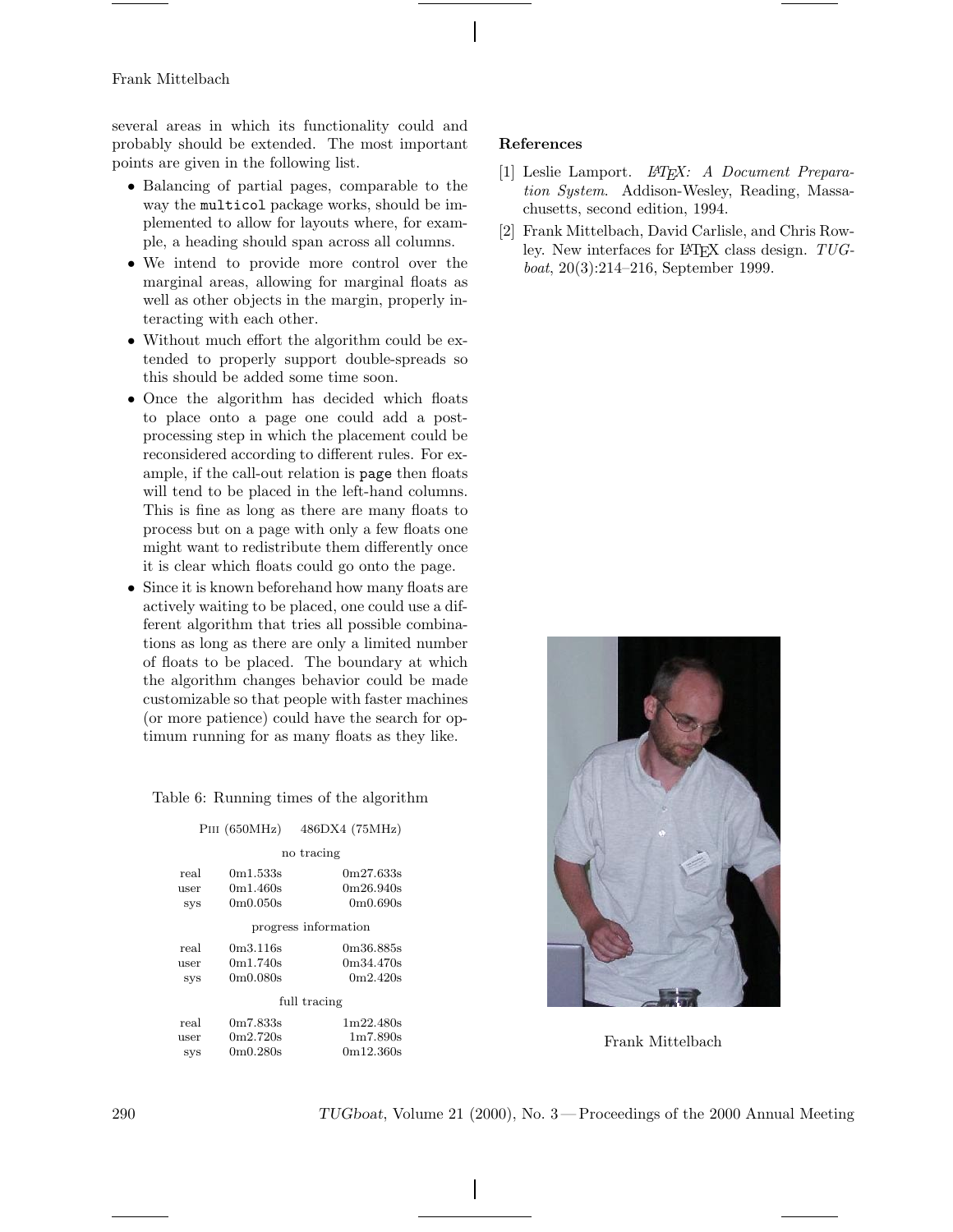several areas in which its functionality could and probably should be extended. The most important points are given in the following list.

- Balancing of partial pages, comparable to the way the `multicol` package works, should be implemented to allow for layouts where, for example, a heading should span across all columns.
- We intend to provide more control over the marginal areas, allowing for marginal floats as well as other objects in the margin, properly interacting with each other.
- Without much effort the algorithm could be extended to properly support double-spreads so this should be added some time soon.
- Once the algorithm has decided which floats to place onto a page one could add a post-processing step in which the placement could be reconsidered according to different rules. For example, if the call-out relation is `page` then floats will tend to be placed in the left-hand columns. This is fine as long as there are many floats to process but on a page with only a few floats one might want to redistribute them differently once it is clear which floats could go onto the page.
- Since it is known beforehand how many floats are actively waiting to be placed, one could use a different algorithm that tries all possible combinations as long as there are only a limited number of floats to be placed. The boundary at which the algorithm changes behavior could be made customizable so that people with faster machines (or more patience) could have the search for optimum running for as many floats as they like.

Table 6: Running times of the algorithm

| | PIII (650MHz) | 486DX4 (75MHz) |
|---|---|---|
| | no tracing | |
| real | 0m1.533s | 0m27.633s |
| user | 0m1.460s | 0m26.940s |
| sys | 0m0.050s | 0m0.690s |
| | progress information | |
| real | 0m3.116s | 0m36.885s |
| user | 0m1.740s | 0m34.470s |
| sys | 0m0.080s | 0m2.420s |
| | full tracing | |
| real | 0m7.833s | 1m22.480s |
| user | 0m2.720s | 1m7.890s |
| sys | 0m0.280s | 0m12.360s |

### References

[1] Leslie Lamport. *LaTeX: A Document Preparation System*. Addison-Wesley, Reading, Massachusetts, second edition, 1994.

[2] Frank Mittelbach, David Carlisle, and Chris Rowley. New interfaces for LaTeX class design. *TUGboat*, 20(3):214–216, September 1999.

Frank Mittelbach